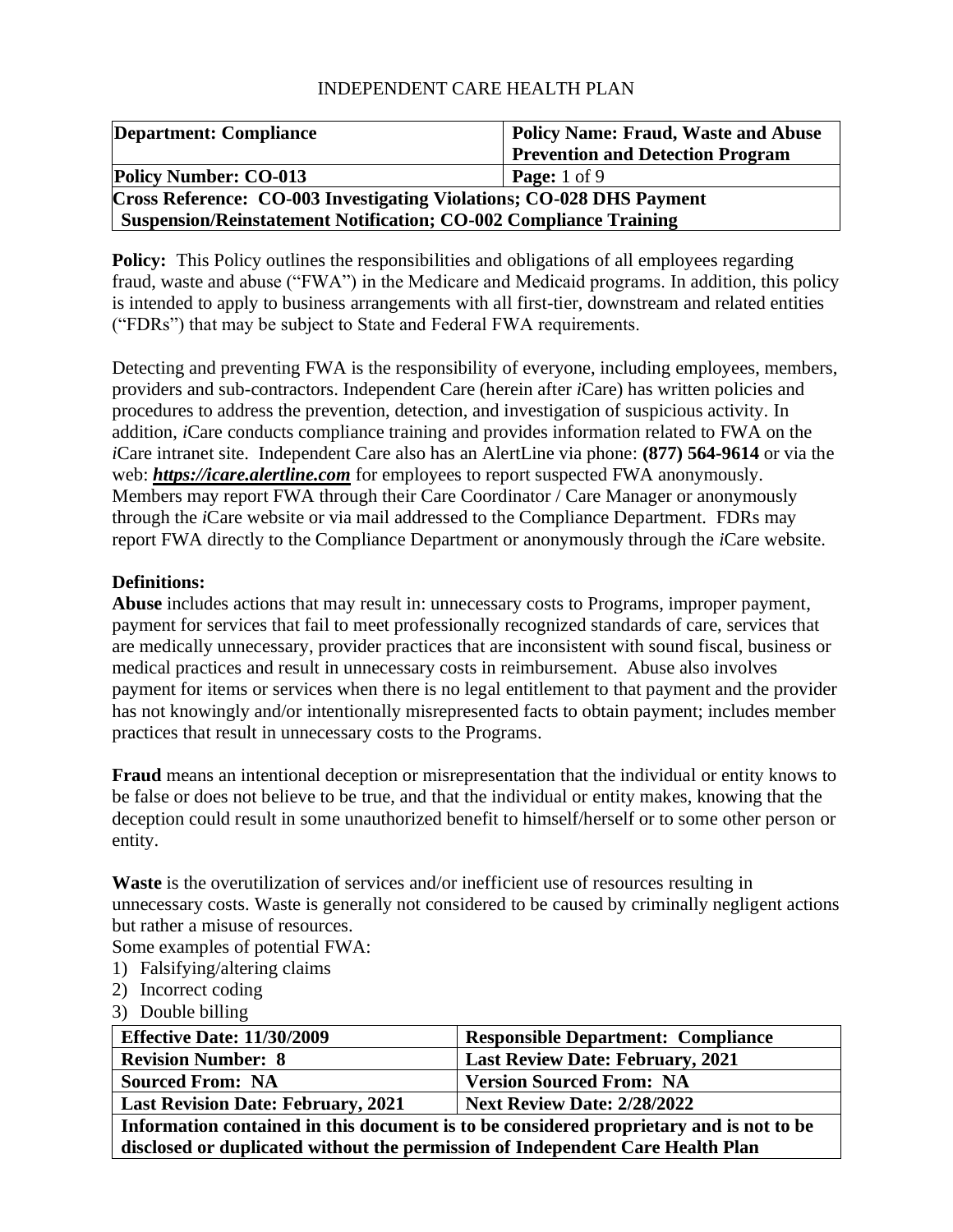INDEPENDENT CARE HEALTH PLAN

| **Department: Compliance** | **Policy Name: Fraud, Waste and Abuse Prevention and Detection Program** |
|---|---|
| **Policy Number: CO-013** | **Page:** 1 of 9 |
| **Cross Reference: CO-003 Investigating Violations; CO-028 DHS Payment Suspension/Reinstatement Notification; CO-002 Compliance Training** | |

**Policy:** This Policy outlines the responsibilities and obligations of all employees regarding fraud, waste and abuse ("FWA") in the Medicare and Medicaid programs. In addition, this policy is intended to apply to business arrangements with all first-tier, downstream and related entities ("FDRs") that may be subject to State and Federal FWA requirements.

Detecting and preventing FWA is the responsibility of everyone, including employees, members, providers and sub-contractors. Independent Care (herein after *i*Care) has written policies and procedures to address the prevention, detection, and investigation of suspicious activity. In addition, *i*Care conducts compliance training and provides information related to FWA on the *i*Care intranet site. Independent Care also has an AlertLine via phone: **(877) 564-9614** or via the web: ***https://icare.alertline.com*** for employees to report suspected FWA anonymously. Members may report FWA through their Care Coordinator / Care Manager or anonymously through the *i*Care website or via mail addressed to the Compliance Department. FDRs may report FWA directly to the Compliance Department or anonymously through the *i*Care website.

**Definitions:**

**Abuse** includes actions that may result in: unnecessary costs to Programs, improper payment, payment for services that fail to meet professionally recognized standards of care, services that are medically unnecessary, provider practices that are inconsistent with sound fiscal, business or medical practices and result in unnecessary costs in reimbursement. Abuse also involves payment for items or services when there is no legal entitlement to that payment and the provider has not knowingly and/or intentionally misrepresented facts to obtain payment; includes member practices that result in unnecessary costs to the Programs.

**Fraud** means an intentional deception or misrepresentation that the individual or entity knows to be false or does not believe to be true, and that the individual or entity makes, knowing that the deception could result in some unauthorized benefit to himself/herself or to some other person or entity.

**Waste** is the overutilization of services and/or inefficient use of resources resulting in unnecessary costs. Waste is generally not considered to be caused by criminally negligent actions but rather a misuse of resources.

Some examples of potential FWA:

1) Falsifying/altering claims
2) Incorrect coding
3) Double billing

| **Effective Date: 11/30/2009** | **Responsible Department: Compliance** |
|---|---|
| **Revision Number: 8** | **Last Review Date: February, 2021** |
| **Sourced From: NA** | **Version Sourced From: NA** |
| **Last Revision Date: February, 2021** | **Next Review Date: 2/28/2022** |
| **Information contained in this document is to be considered proprietary and is not to be disclosed or duplicated without the permission of Independent Care Health Plan** | |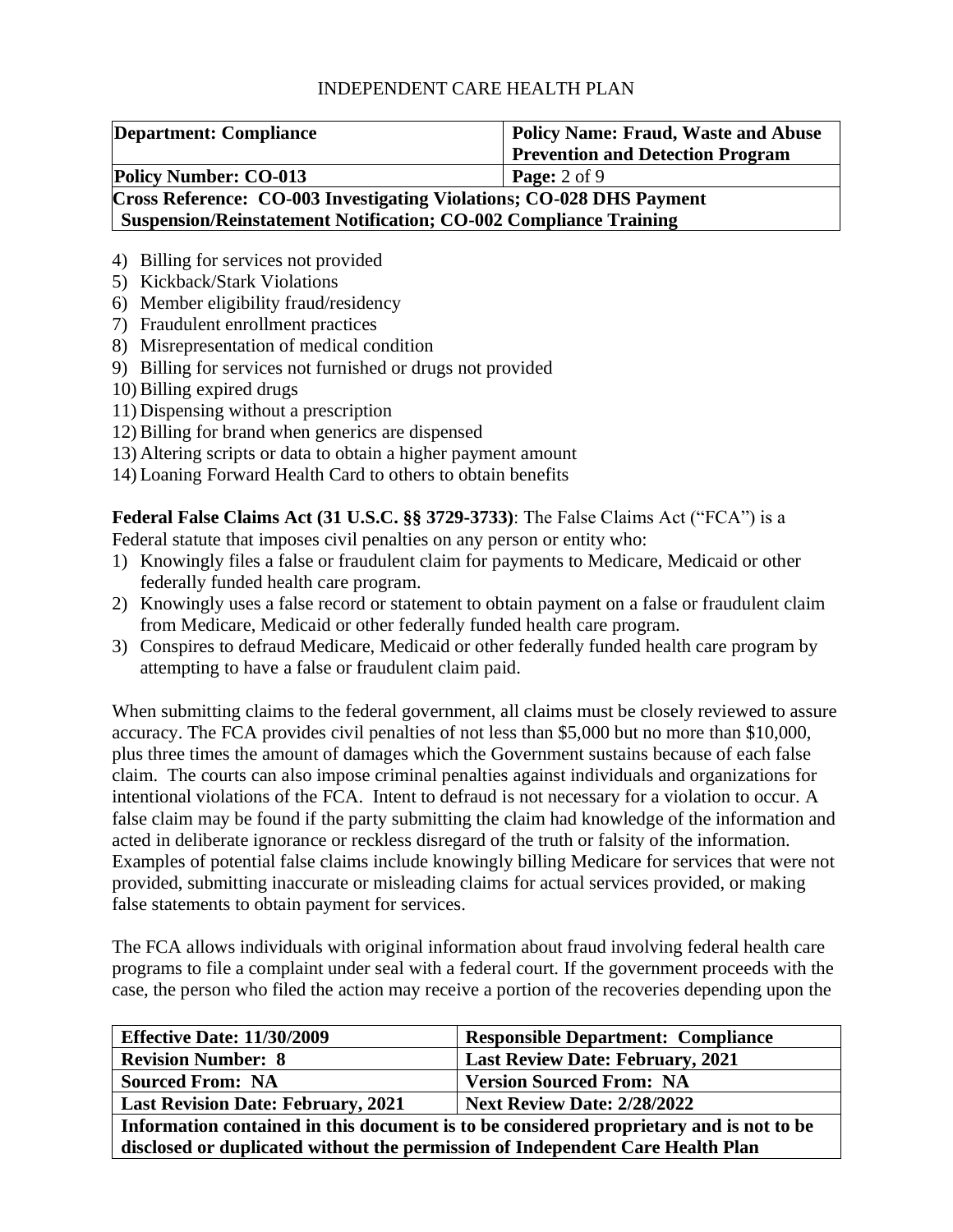4) Billing for services not provided
5) Kickback/Stark Violations
6) Member eligibility fraud/residency
7) Fraudulent enrollment practices
8) Misrepresentation of medical condition
9) Billing for services not furnished or drugs not provided
10) Billing expired drugs
11) Dispensing without a prescription
12) Billing for brand when generics are dispensed
13) Altering scripts or data to obtain a higher payment amount
14) Loaning Forward Health Card to others to obtain benefits

**Federal False Claims Act (31 U.S.C. §§ 3729-3733)**: The False Claims Act ("FCA") is a Federal statute that imposes civil penalties on any person or entity who:

1) Knowingly files a false or fraudulent claim for payments to Medicare, Medicaid or other federally funded health care program.
2) Knowingly uses a false record or statement to obtain payment on a false or fraudulent claim from Medicare, Medicaid or other federally funded health care program.
3) Conspires to defraud Medicare, Medicaid or other federally funded health care program by attempting to have a false or fraudulent claim paid.

When submitting claims to the federal government, all claims must be closely reviewed to assure accuracy. The FCA provides civil penalties of not less than $5,000 but no more than $10,000, plus three times the amount of damages which the Government sustains because of each false claim. The courts can also impose criminal penalties against individuals and organizations for intentional violations of the FCA. Intent to defraud is not necessary for a violation to occur. A false claim may be found if the party submitting the claim had knowledge of the information and acted in deliberate ignorance or reckless disregard of the truth or falsity of the information. Examples of potential false claims include knowingly billing Medicare for services that were not provided, submitting inaccurate or misleading claims for actual services provided, or making false statements to obtain payment for services.

The FCA allows individuals with original information about fraud involving federal health care programs to file a complaint under seal with a federal court. If the government proceeds with the case, the person who filed the action may receive a portion of the recoveries depending upon the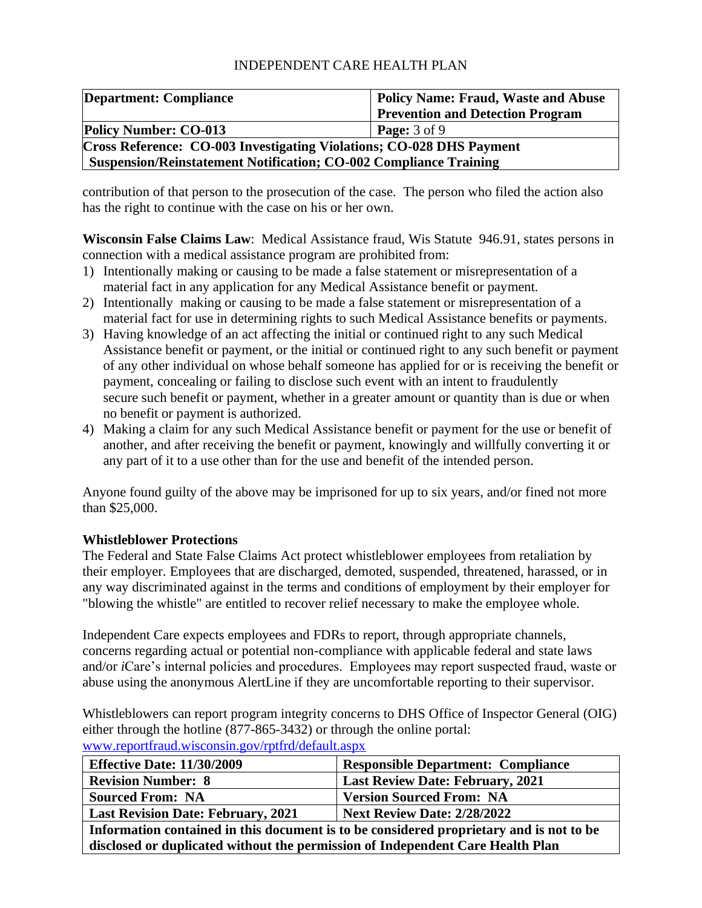contribution of that person to the prosecution of the case. The person who filed the action also has the right to continue with the case on his or her own.

**Wisconsin False Claims Law**: Medical Assistance fraud, Wis Statute 946.91, states persons in connection with a medical assistance program are prohibited from:

1) Intentionally making or causing to be made a false statement or misrepresentation of a material fact in any application for any Medical Assistance benefit or payment.
2) Intentionally making or causing to be made a false statement or misrepresentation of a material fact for use in determining rights to such Medical Assistance benefits or payments.
3) Having knowledge of an act affecting the initial or continued right to any such Medical Assistance benefit or payment, or the initial or continued right to any such benefit or payment of any other individual on whose behalf someone has applied for or is receiving the benefit or payment, concealing or failing to disclose such event with an intent to fraudulently secure such benefit or payment, whether in a greater amount or quantity than is due or when no benefit or payment is authorized.
4) Making a claim for any such Medical Assistance benefit or payment for the use or benefit of another, and after receiving the benefit or payment, knowingly and willfully converting it or any part of it to a use other than for the use and benefit of the intended person.

Anyone found guilty of the above may be imprisoned for up to six years, and/or fined not more than $25,000.

**Whistleblower Protections**

The Federal and State False Claims Act protect whistleblower employees from retaliation by their employer. Employees that are discharged, demoted, suspended, threatened, harassed, or in any way discriminated against in the terms and conditions of employment by their employer for "blowing the whistle" are entitled to recover relief necessary to make the employee whole.

Independent Care expects employees and FDRs to report, through appropriate channels, concerns regarding actual or potential non-compliance with applicable federal and state laws and/or *i*Care's internal policies and procedures. Employees may report suspected fraud, waste or abuse using the anonymous AlertLine if they are uncomfortable reporting to their supervisor.

Whistleblowers can report program integrity concerns to DHS Office of Inspector General (OIG) either through the hotline (877-865-3432) or through the online portal: www.reportfraud.wisconsin.gov/rptfrd/default.aspx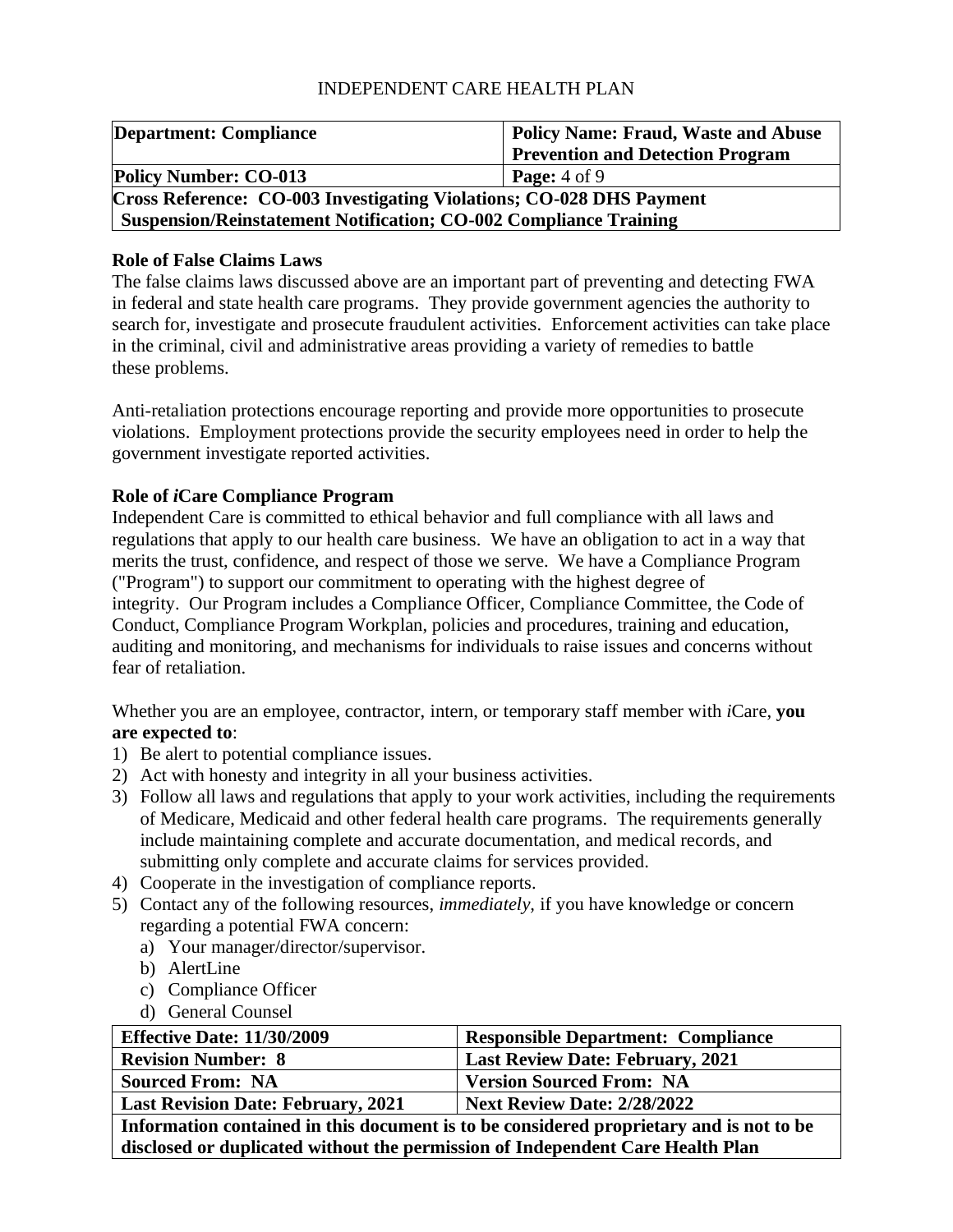## Role of False Claims Laws

The false claims laws discussed above are an important part of preventing and detecting FWA in federal and state health care programs. They provide government agencies the authority to search for, investigate and prosecute fraudulent activities. Enforcement activities can take place in the criminal, civil and administrative areas providing a variety of remedies to battle these problems.

Anti-retaliation protections encourage reporting and provide more opportunities to prosecute violations. Employment protections provide the security employees need in order to help the government investigate reported activities.

## Role of *i*Care Compliance Program

Independent Care is committed to ethical behavior and full compliance with all laws and regulations that apply to our health care business. We have an obligation to act in a way that merits the trust, confidence, and respect of those we serve. We have a Compliance Program ("Program") to support our commitment to operating with the highest degree of integrity. Our Program includes a Compliance Officer, Compliance Committee, the Code of Conduct, Compliance Program Workplan, policies and procedures, training and education, auditing and monitoring, and mechanisms for individuals to raise issues and concerns without fear of retaliation.

Whether you are an employee, contractor, intern, or temporary staff member with *i*Care, **you are expected to**:

1) Be alert to potential compliance issues.
2) Act with honesty and integrity in all your business activities.
3) Follow all laws and regulations that apply to your work activities, including the requirements of Medicare, Medicaid and other federal health care programs. The requirements generally include maintaining complete and accurate documentation, and medical records, and submitting only complete and accurate claims for services provided.
4) Cooperate in the investigation of compliance reports.
5) Contact any of the following resources, *immediately*, if you have knowledge or concern regarding a potential FWA concern:
   a) Your manager/director/supervisor.
   b) AlertLine
   c) Compliance Officer
   d) General Counsel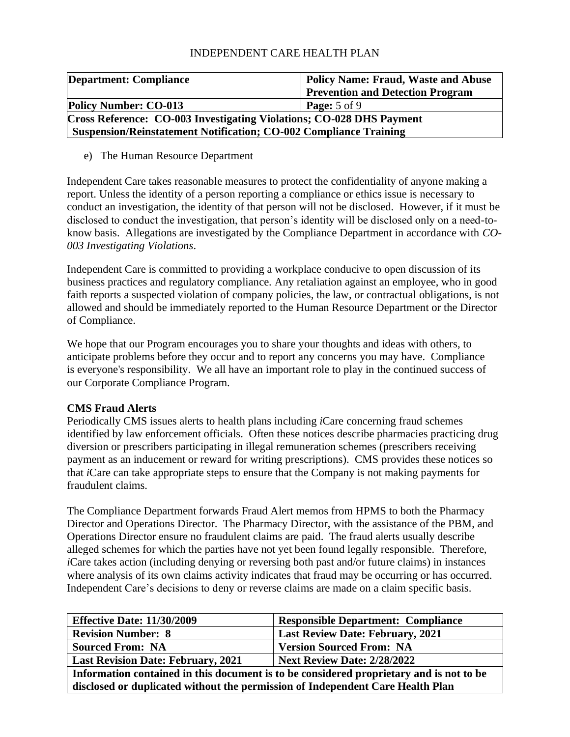e) The Human Resource Department

Independent Care takes reasonable measures to protect the confidentiality of anyone making a report. Unless the identity of a person reporting a compliance or ethics issue is necessary to conduct an investigation, the identity of that person will not be disclosed. However, if it must be disclosed to conduct the investigation, that person's identity will be disclosed only on a need-to-know basis. Allegations are investigated by the Compliance Department in accordance with *CO-003 Investigating Violations*.

Independent Care is committed to providing a workplace conducive to open discussion of its business practices and regulatory compliance. Any retaliation against an employee, who in good faith reports a suspected violation of company policies, the law, or contractual obligations, is not allowed and should be immediately reported to the Human Resource Department or the Director of Compliance.

We hope that our Program encourages you to share your thoughts and ideas with others, to anticipate problems before they occur and to report any concerns you may have. Compliance is everyone's responsibility. We all have an important role to play in the continued success of our Corporate Compliance Program.

**CMS Fraud Alerts**

Periodically CMS issues alerts to health plans including *i*Care concerning fraud schemes identified by law enforcement officials. Often these notices describe pharmacies practicing drug diversion or prescribers participating in illegal remuneration schemes (prescribers receiving payment as an inducement or reward for writing prescriptions). CMS provides these notices so that *i*Care can take appropriate steps to ensure that the Company is not making payments for fraudulent claims.

The Compliance Department forwards Fraud Alert memos from HPMS to both the Pharmacy Director and Operations Director. The Pharmacy Director, with the assistance of the PBM, and Operations Director ensure no fraudulent claims are paid. The fraud alerts usually describe alleged schemes for which the parties have not yet been found legally responsible. Therefore, *i*Care takes action (including denying or reversing both past and/or future claims) in instances where analysis of its own claims activity indicates that fraud may be occurring or has occurred. Independent Care's decisions to deny or reverse claims are made on a claim specific basis.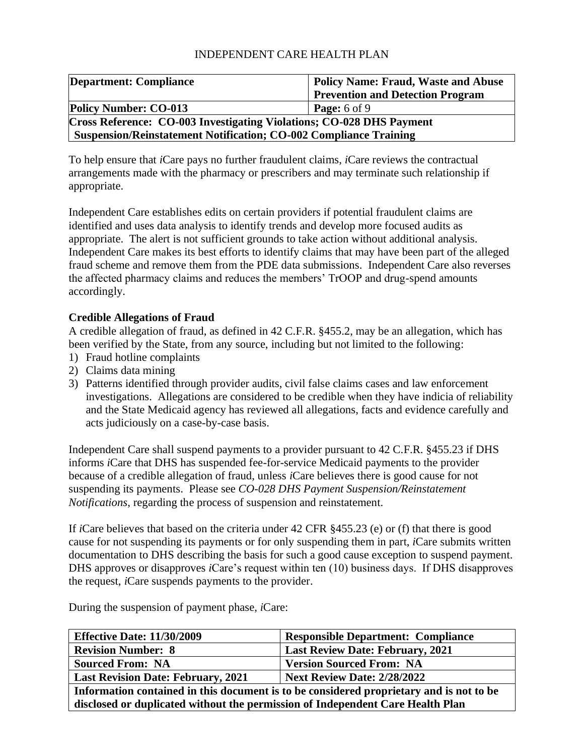To help ensure that *i*Care pays no further fraudulent claims, *i*Care reviews the contractual arrangements made with the pharmacy or prescribers and may terminate such relationship if appropriate.

Independent Care establishes edits on certain providers if potential fraudulent claims are identified and uses data analysis to identify trends and develop more focused audits as appropriate. The alert is not sufficient grounds to take action without additional analysis. Independent Care makes its best efforts to identify claims that may have been part of the alleged fraud scheme and remove them from the PDE data submissions. Independent Care also reverses the affected pharmacy claims and reduces the members' TrOOP and drug-spend amounts accordingly.

**Credible Allegations of Fraud**

A credible allegation of fraud, as defined in 42 C.F.R. §455.2, may be an allegation, which has been verified by the State, from any source, including but not limited to the following:

1) Fraud hotline complaints
2) Claims data mining
3) Patterns identified through provider audits, civil false claims cases and law enforcement investigations. Allegations are considered to be credible when they have indicia of reliability and the State Medicaid agency has reviewed all allegations, facts and evidence carefully and acts judiciously on a case-by-case basis.

Independent Care shall suspend payments to a provider pursuant to 42 C.F.R. §455.23 if DHS informs *i*Care that DHS has suspended fee-for-service Medicaid payments to the provider because of a credible allegation of fraud, unless *i*Care believes there is good cause for not suspending its payments. Please see *CO-028 DHS Payment Suspension/Reinstatement Notifications*, regarding the process of suspension and reinstatement.

If *i*Care believes that based on the criteria under 42 CFR §455.23 (e) or (f) that there is good cause for not suspending its payments or for only suspending them in part, *i*Care submits written documentation to DHS describing the basis for such a good cause exception to suspend payment. DHS approves or disapproves *i*Care's request within ten (10) business days. If DHS disapproves the request, *i*Care suspends payments to the provider.

During the suspension of payment phase, *i*Care: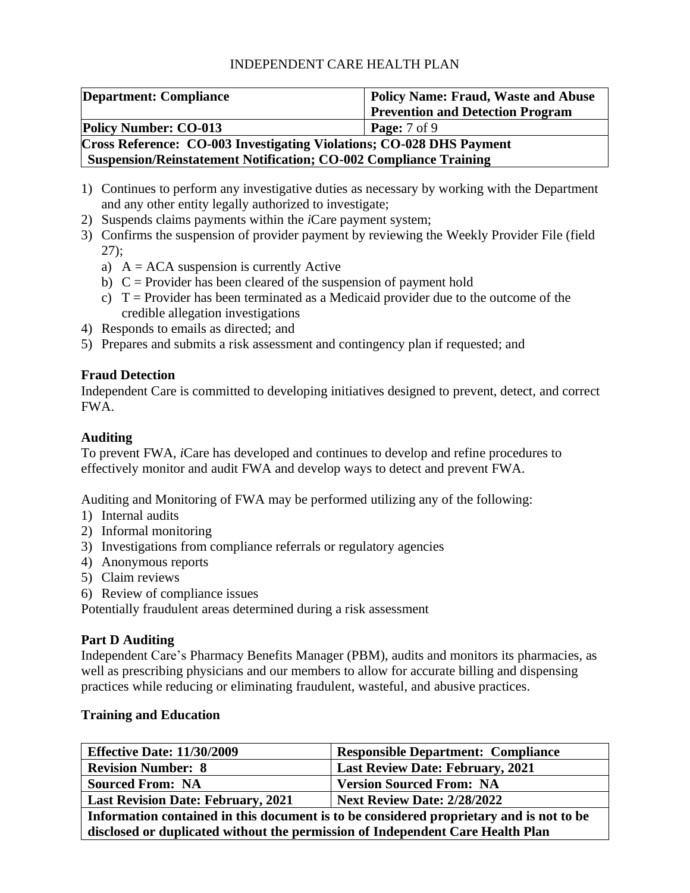| **Department: Compliance** | **Policy Name: Fraud, Waste and Abuse Prevention and Detection Program** |
|---|---|
| **Policy Number: CO-013** | **Page:** 7 of 9 |
| **Cross Reference: CO-003 Investigating Violations; CO-028 DHS Payment Suspension/Reinstatement Notification; CO-002 Compliance Training** | |

1) Continues to perform any investigative duties as necessary by working with the Department and any other entity legally authorized to investigate;
2) Suspends claims payments within the *i*Care payment system;
3) Confirms the suspension of provider payment by reviewing the Weekly Provider File (field 27);
   a) A = ACA suspension is currently Active
   b) C = Provider has been cleared of the suspension of payment hold
   c) T = Provider has been terminated as a Medicaid provider due to the outcome of the credible allegation investigations
4) Responds to emails as directed; and
5) Prepares and submits a risk assessment and contingency plan if requested; and

**Fraud Detection**

Independent Care is committed to developing initiatives designed to prevent, detect, and correct FWA.

**Auditing**

To prevent FWA, *i*Care has developed and continues to develop and refine procedures to effectively monitor and audit FWA and develop ways to detect and prevent FWA.

Auditing and Monitoring of FWA may be performed utilizing any of the following:

1) Internal audits
2) Informal monitoring
3) Investigations from compliance referrals or regulatory agencies
4) Anonymous reports
5) Claim reviews
6) Review of compliance issues

Potentially fraudulent areas determined during a risk assessment

**Part D Auditing**

Independent Care's Pharmacy Benefits Manager (PBM), audits and monitors its pharmacies, as well as prescribing physicians and our members to allow for accurate billing and dispensing practices while reducing or eliminating fraudulent, wasteful, and abusive practices.

**Training and Education**

| **Effective Date: 11/30/2009** | **Responsible Department: Compliance** |
|---|---|
| **Revision Number: 8** | **Last Review Date: February, 2021** |
| **Sourced From: NA** | **Version Sourced From: NA** |
| **Last Revision Date: February, 2021** | **Next Review Date: 2/28/2022** |
| **Information contained in this document is to be considered proprietary and is not to be disclosed or duplicated without the permission of Independent Care Health Plan** | |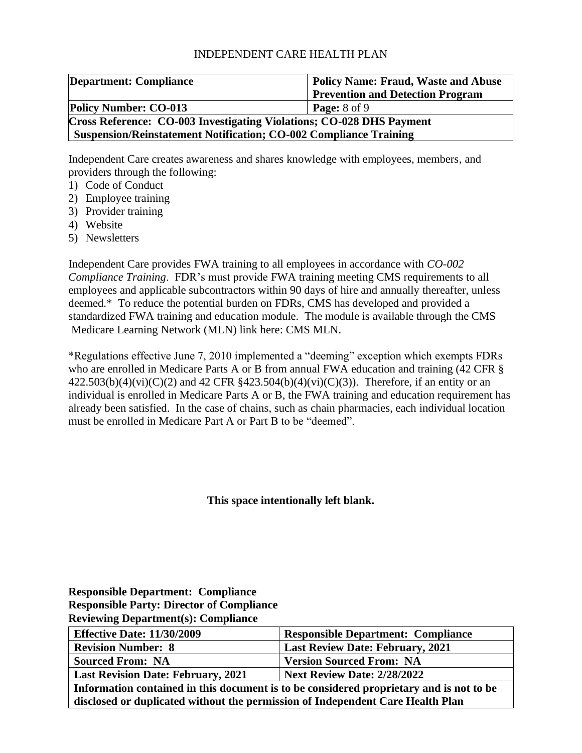| Department: Compliance | Policy Name: Fraud, Waste and Abuse Prevention and Detection Program |
|---|---|
| Policy Number: CO-013 | Page: 8 of 9 |
| Cross Reference: CO-003 Investigating Violations; CO-028 DHS Payment Suspension/Reinstatement Notification; CO-002 Compliance Training | |

Independent Care creates awareness and shares knowledge with employees, members, and providers through the following:

1) Code of Conduct
2) Employee training
3) Provider training
4) Website
5) Newsletters

Independent Care provides FWA training to all employees in accordance with *CO-002 Compliance Training*. FDR's must provide FWA training meeting CMS requirements to all employees and applicable subcontractors within 90 days of hire and annually thereafter, unless deemed.* To reduce the potential burden on FDRs, CMS has developed and provided a standardized FWA training and education module. The module is available through the CMS Medicare Learning Network (MLN) link here: CMS MLN.

*Regulations effective June 7, 2010 implemented a "deeming" exception which exempts FDRs who are enrolled in Medicare Parts A or B from annual FWA education and training (42 CFR § 422.503(b)(4)(vi)(C)(2) and 42 CFR §423.504(b)(4)(vi)(C)(3)). Therefore, if an entity or an individual is enrolled in Medicare Parts A or B, the FWA training and education requirement has already been satisfied. In the case of chains, such as chain pharmacies, each individual location must be enrolled in Medicare Part A or Part B to be "deemed".

**This space intentionally left blank.**

**Responsible Department: Compliance**
**Responsible Party: Director of Compliance**
**Reviewing Department(s): Compliance**

| Effective Date: 11/30/2009 | Responsible Department: Compliance |
|---|---|
| Revision Number: 8 | Last Review Date: February, 2021 |
| Sourced From: NA | Version Sourced From: NA |
| Last Revision Date: February, 2021 | Next Review Date: 2/28/2022 |
| Information contained in this document is to be considered proprietary and is not to be disclosed or duplicated without the permission of Independent Care Health Plan | |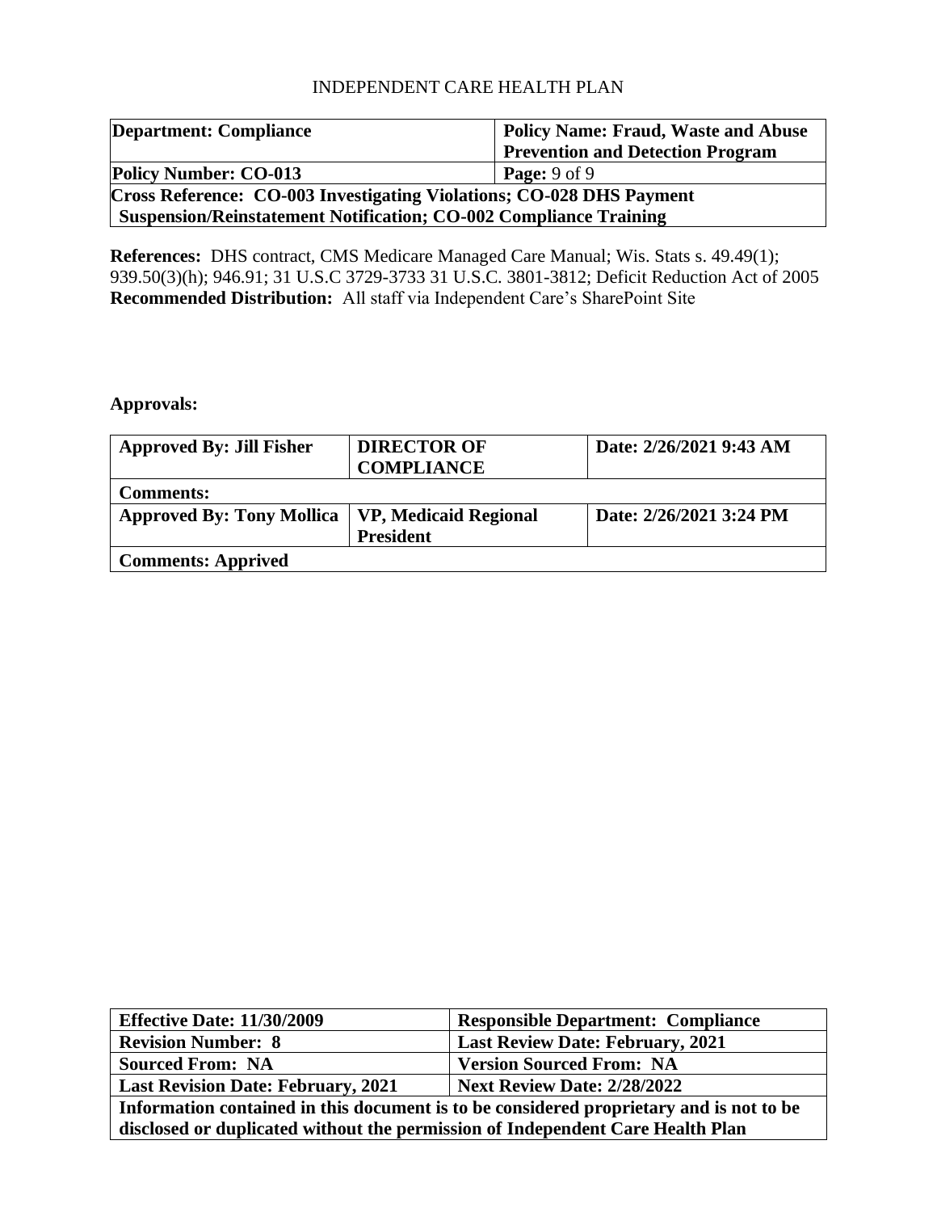| | |
|---|---|
| **Department: Compliance** | **Policy Name: Fraud, Waste and Abuse Prevention and Detection Program** |
| **Policy Number: CO-013** | **Page:** 9 of 9 |
| **Cross Reference: CO-003 Investigating Violations; CO-028 DHS Payment Suspension/Reinstatement Notification; CO-002 Compliance Training** | |

**References:** DHS contract, CMS Medicare Managed Care Manual; Wis. Stats s. 49.49(1); 939.50(3)(h); 946.91; 31 U.S.C 3729-3733 31 U.S.C. 3801-3812; Deficit Reduction Act of 2005
**Recommended Distribution:** All staff via Independent Care's SharePoint Site

**Approvals:**

| | | |
|---|---|---|
| **Approved By: Jill Fisher** | **DIRECTOR OF COMPLIANCE** | **Date: 2/26/2021 9:43 AM** |
| **Comments:** | | |
| **Approved By: Tony Mollica** | **VP, Medicaid Regional President** | **Date: 2/26/2021 3:24 PM** |
| **Comments: Apprived** | | |

| | |
|---|---|
| **Effective Date: 11/30/2009** | **Responsible Department: Compliance** |
| **Revision Number: 8** | **Last Review Date: February, 2021** |
| **Sourced From: NA** | **Version Sourced From: NA** |
| **Last Revision Date: February, 2021** | **Next Review Date: 2/28/2022** |
| **Information contained in this document is to be considered proprietary and is not to be disclosed or duplicated without the permission of Independent Care Health Plan** | |